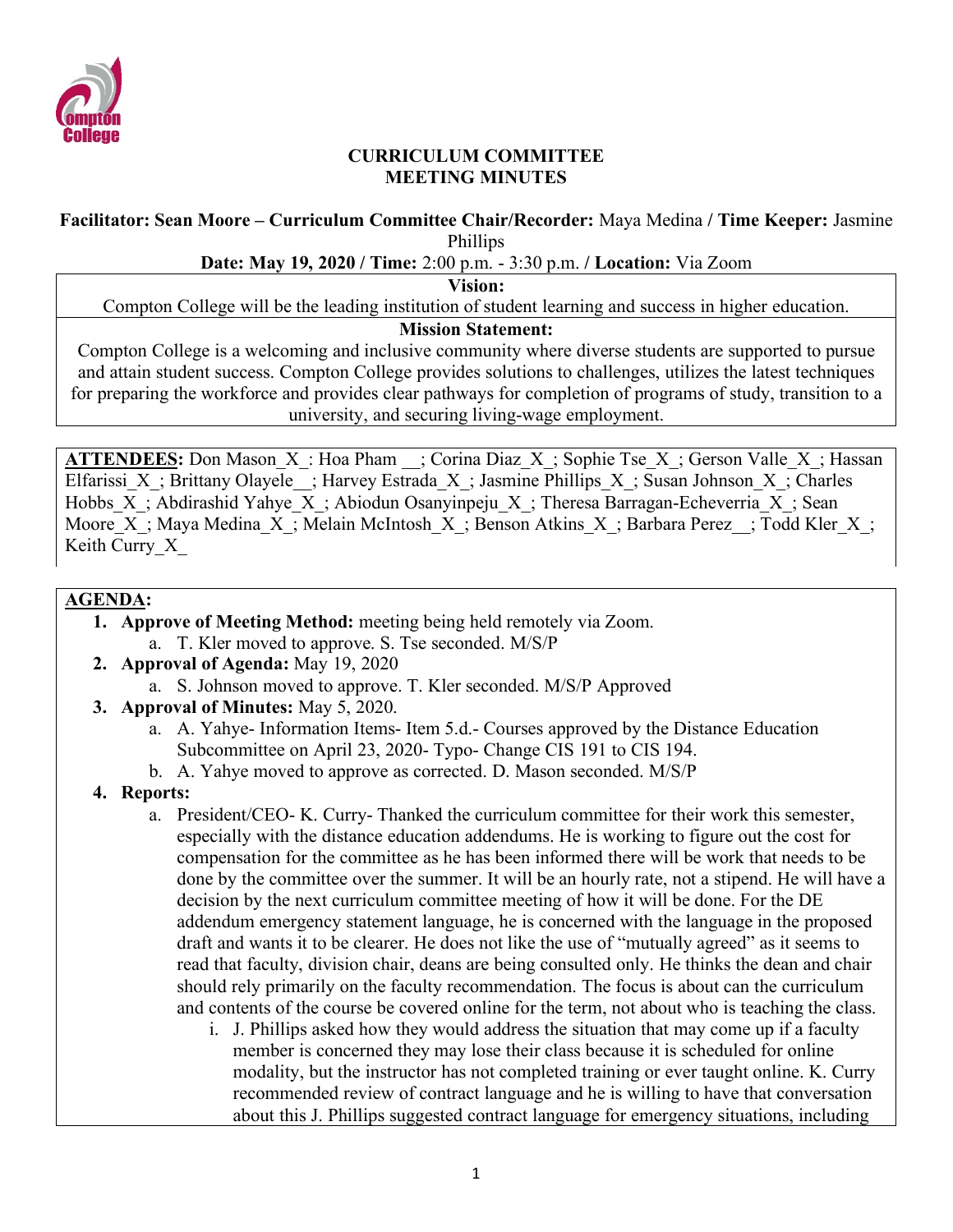# CURRICULUM COMMITTEE
## MEETING MINUTES

**Facilitator: Sean Moore – Curriculum Committee Chair/Recorder:** Maya Medina **/ Time Keeper:** Jasmine Phillips

**Date: May 19, 2020 / Time:** 2:00 p.m. - 3:30 p.m. **/ Location:** Via Zoom

**Vision:**
Compton College will be the leading institution of student learning and success in higher education.

**Mission Statement:**
Compton College is a welcoming and inclusive community where diverse students are supported to pursue and attain student success. Compton College provides solutions to challenges, utilizes the latest techniques for preparing the workforce and provides clear pathways for completion of programs of study, transition to a university, and securing living-wage employment.

**ATTENDEES:** Don Mason_X_: Hoa Pham __; Corina Diaz_X_; Sophie Tse_X_; Gerson Valle_X_; Hassan Elfarissi_X_; Brittany Olayele__; Harvey Estrada_X_; Jasmine Phillips_X_; Susan Johnson_X_; Charles Hobbs_X_; Abdirashid Yahye_X_; Abiodun Osanyinpeju_X_; Theresa Barragan-Echeverria_X_; Sean Moore_X_; Maya Medina_X_; Melain McIntosh_X_; Benson Atkins_X_; Barbara Perez__; Todd Kler_X_; Keith Curry_X_

**AGENDA:**

1. **Approve of Meeting Method:** meeting being held remotely via Zoom.
   a. T. Kler moved to approve. S. Tse seconded. M/S/P
2. **Approval of Agenda:** May 19, 2020
   a. S. Johnson moved to approve. T. Kler seconded. M/S/P Approved
3. **Approval of Minutes:** May 5, 2020.
   a. A. Yahye- Information Items- Item 5.d.- Courses approved by the Distance Education Subcommittee on April 23, 2020- Typo- Change CIS 191 to CIS 194.
   b. A. Yahye moved to approve as corrected. D. Mason seconded. M/S/P
4. **Reports:**
   a. President/CEO- K. Curry- Thanked the curriculum committee for their work this semester, especially with the distance education addendums. He is working to figure out the cost for compensation for the committee as he has been informed there will be work that needs to be done by the committee over the summer. It will be an hourly rate, not a stipend. He will have a decision by the next curriculum committee meeting of how it will be done. For the DE addendum emergency statement language, he is concerned with the language in the proposed draft and wants it to be clearer. He does not like the use of "mutually agreed" as it seems to read that faculty, division chair, deans are being consulted only. He thinks the dean and chair should rely primarily on the faculty recommendation. The focus is about can the curriculum and contents of the course be covered online for the term, not about who is teaching the class.
      i. J. Phillips asked how they would address the situation that may come up if a faculty member is concerned they may lose their class because it is scheduled for online modality, but the instructor has not completed training or ever taught online. K. Curry recommended review of contract language and he is willing to have that conversation about this J. Phillips suggested contract language for emergency situations, including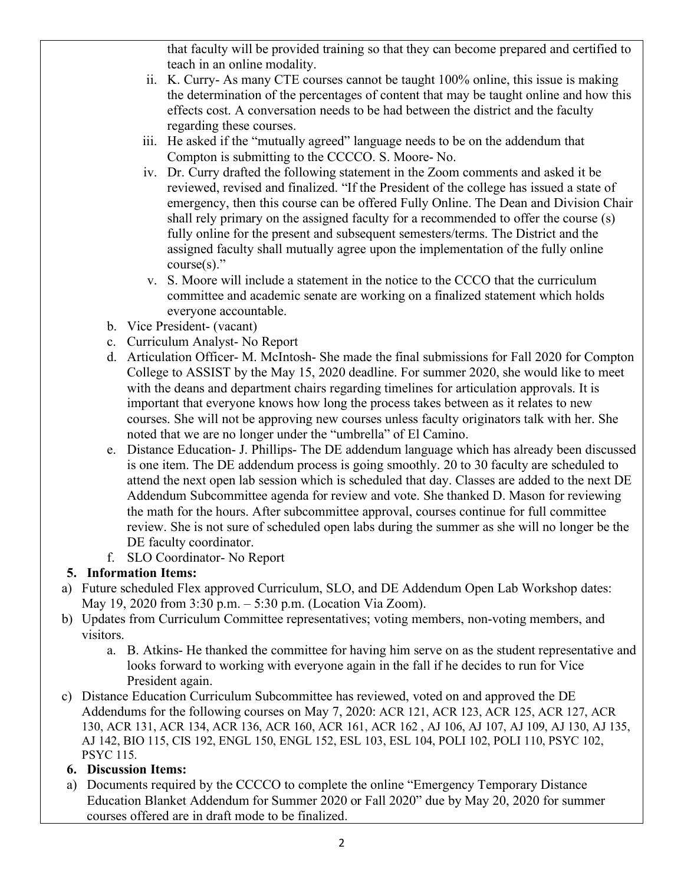that faculty will be provided training so that they can become prepared and certified to teach in an online modality.

   ii. K. Curry- As many CTE courses cannot be taught 100% online, this issue is making the determination of the percentages of content that may be taught online and how this effects cost. A conversation needs to be had between the district and the faculty regarding these courses.

   iii. He asked if the "mutually agreed" language needs to be on the addendum that Compton is submitting to the CCCCO. S. Moore- No.

   iv. Dr. Curry drafted the following statement in the Zoom comments and asked it be reviewed, revised and finalized. "If the President of the college has issued a state of emergency, then this course can be offered Fully Online. The Dean and Division Chair shall rely primary on the assigned faculty for a recommended to offer the course (s) fully online for the present and subsequent semesters/terms. The District and the assigned faculty shall mutually agree upon the implementation of the fully online course(s)."

   v. S. Moore will include a statement in the notice to the CCCO that the curriculum committee and academic senate are working on a finalized statement which holds everyone accountable.

b. Vice President- (vacant)

c. Curriculum Analyst- No Report

d. Articulation Officer- M. McIntosh- She made the final submissions for Fall 2020 for Compton College to ASSIST by the May 15, 2020 deadline. For summer 2020, she would like to meet with the deans and department chairs regarding timelines for articulation approvals. It is important that everyone knows how long the process takes between as it relates to new courses. She will not be approving new courses unless faculty originators talk with her. She noted that we are no longer under the "umbrella" of El Camino.

e. Distance Education- J. Phillips- The DE addendum language which has already been discussed is one item. The DE addendum process is going smoothly. 20 to 30 faculty are scheduled to attend the next open lab session which is scheduled that day. Classes are added to the next DE Addendum Subcommittee agenda for review and vote. She thanked D. Mason for reviewing the math for the hours. After subcommittee approval, courses continue for full committee review. She is not sure of scheduled open labs during the summer as she will no longer be the DE faculty coordinator.

f. SLO Coordinator- No Report

**5. Information Items:**

a) Future scheduled Flex approved Curriculum, SLO, and DE Addendum Open Lab Workshop dates: May 19, 2020 from 3:30 p.m. – 5:30 p.m. (Location Via Zoom).

b) Updates from Curriculum Committee representatives; voting members, non-voting members, and visitors.

   a. B. Atkins- He thanked the committee for having him serve on as the student representative and looks forward to working with everyone again in the fall if he decides to run for Vice President again.

c) Distance Education Curriculum Subcommittee has reviewed, voted on and approved the DE Addendums for the following courses on May 7, 2020: ACR 121, ACR 123, ACR 125, ACR 127, ACR 130, ACR 131, ACR 134, ACR 136, ACR 160, ACR 161, ACR 162 , AJ 106, AJ 107, AJ 109, AJ 130, AJ 135, AJ 142, BIO 115, CIS 192, ENGL 150, ENGL 152, ESL 103, ESL 104, POLI 102, POLI 110, PSYC 102, PSYC 115.

**6. Discussion Items:**

a) Documents required by the CCCCO to complete the online "Emergency Temporary Distance Education Blanket Addendum for Summer 2020 or Fall 2020" due by May 20, 2020 for summer courses offered are in draft mode to be finalized.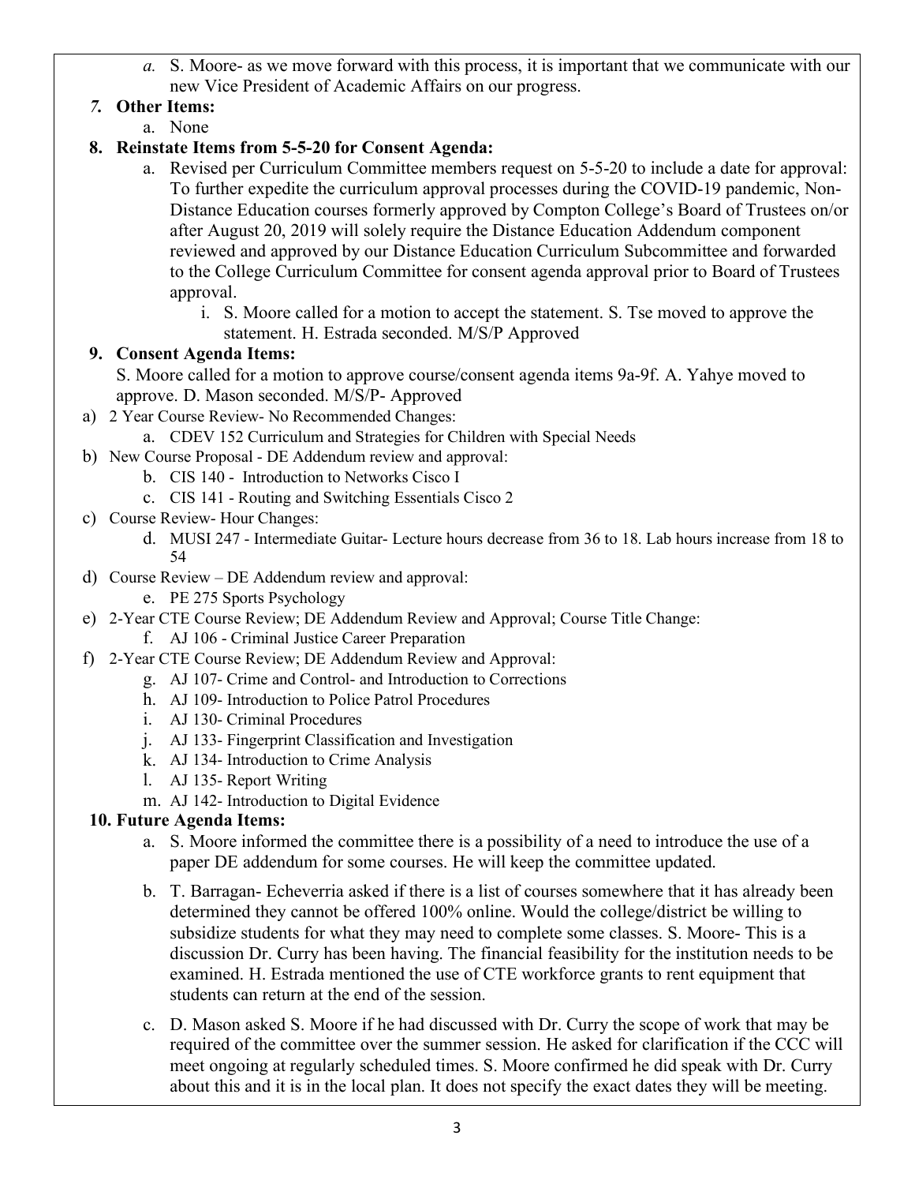a. S. Moore- as we move forward with this process, it is important that we communicate with our new Vice President of Academic Affairs on our progress.

**7. Other Items:**

a. None

**8. Reinstate Items from 5-5-20 for Consent Agenda:**

a. Revised per Curriculum Committee members request on 5-5-20 to include a date for approval: To further expedite the curriculum approval processes during the COVID-19 pandemic, Non-Distance Education courses formerly approved by Compton College's Board of Trustees on/or after August 20, 2019 will solely require the Distance Education Addendum component reviewed and approved by our Distance Education Curriculum Subcommittee and forwarded to the College Curriculum Committee for consent agenda approval prior to Board of Trustees approval.

i. S. Moore called for a motion to accept the statement. S. Tse moved to approve the statement. H. Estrada seconded. M/S/P Approved

**9. Consent Agenda Items:**

S. Moore called for a motion to approve course/consent agenda items 9a-9f. A. Yahye moved to approve. D. Mason seconded. M/S/P- Approved

a) 2 Year Course Review- No Recommended Changes:
   a. CDEV 152 Curriculum and Strategies for Children with Special Needs
b) New Course Proposal - DE Addendum review and approval:
   b. CIS 140 - Introduction to Networks Cisco I
   c. CIS 141 - Routing and Switching Essentials Cisco 2
c) Course Review- Hour Changes:
   d. MUSI 247 - Intermediate Guitar- Lecture hours decrease from 36 to 18. Lab hours increase from 18 to 54
d) Course Review – DE Addendum review and approval:
   e. PE 275 Sports Psychology
e) 2-Year CTE Course Review; DE Addendum Review and Approval; Course Title Change:
   f. AJ 106 - Criminal Justice Career Preparation
f) 2-Year CTE Course Review; DE Addendum Review and Approval:
   g. AJ 107- Crime and Control- and Introduction to Corrections
   h. AJ 109- Introduction to Police Patrol Procedures
   i. AJ 130- Criminal Procedures
   j. AJ 133- Fingerprint Classification and Investigation
   k. AJ 134- Introduction to Crime Analysis
   l. AJ 135- Report Writing
   m. AJ 142- Introduction to Digital Evidence

**10. Future Agenda Items:**

a. S. Moore informed the committee there is a possibility of a need to introduce the use of a paper DE addendum for some courses. He will keep the committee updated.

b. T. Barragan- Echeverria asked if there is a list of courses somewhere that it has already been determined they cannot be offered 100% online. Would the college/district be willing to subsidize students for what they may need to complete some classes. S. Moore- This is a discussion Dr. Curry has been having. The financial feasibility for the institution needs to be examined. H. Estrada mentioned the use of CTE workforce grants to rent equipment that students can return at the end of the session.

c. D. Mason asked S. Moore if he had discussed with Dr. Curry the scope of work that may be required of the committee over the summer session. He asked for clarification if the CCC will meet ongoing at regularly scheduled times. S. Moore confirmed he did speak with Dr. Curry about this and it is in the local plan. It does not specify the exact dates they will be meeting.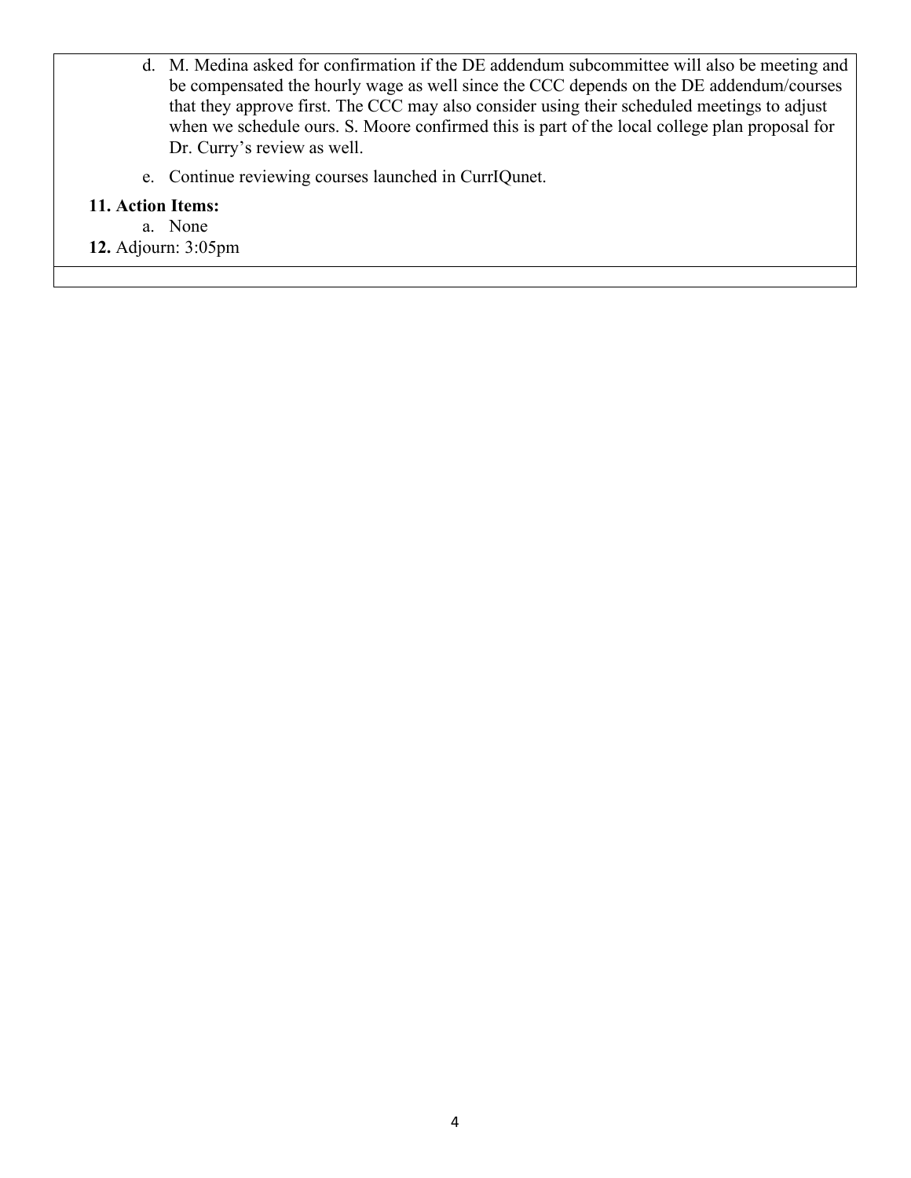d. M. Medina asked for confirmation if the DE addendum subcommittee will also be meeting and be compensated the hourly wage as well since the CCC depends on the DE addendum/courses that they approve first. The CCC may also consider using their scheduled meetings to adjust when we schedule ours. S. Moore confirmed this is part of the local college plan proposal for Dr. Curry's review as well.

e. Continue reviewing courses launched in CurrIQunet.

**11. Action Items:**

a. None

**12.** Adjourn: 3:05pm